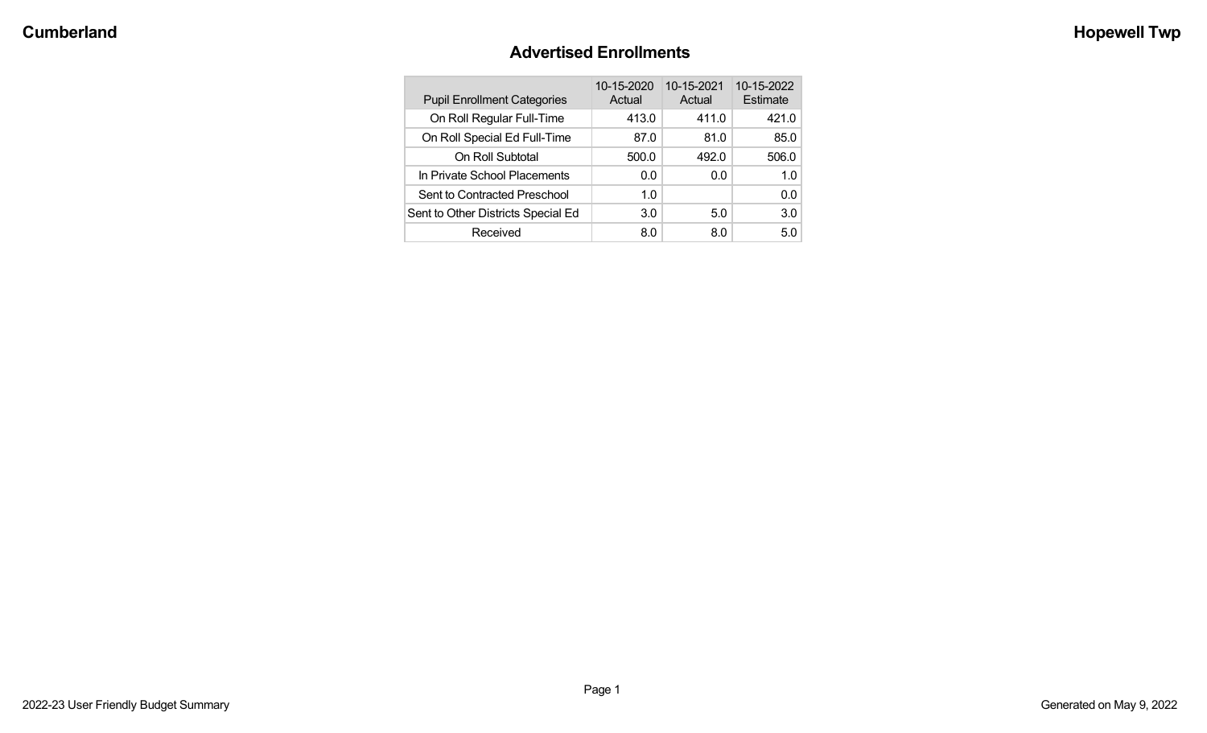# Advertised Enrollments

| Pupil Enrollment Categories | 10-15-2020 Actual | 10-15-2021 Actual | 10-15-2022 Estimate |
| --- | --- | --- | --- |
| On Roll Regular Full-Time | 413.0 | 411.0 | 421.0 |
| On Roll Special Ed Full-Time | 87.0 | 81.0 | 85.0 |
| On Roll Subtotal | 500.0 | 492.0 | 506.0 |
| In Private School Placements | 0.0 | 0.0 | 1.0 |
| Sent to Contracted Preschool | 1.0 | | 0.0 |
| Sent to Other Districts Special Ed | 3.0 | 5.0 | 3.0 |
| Received | 8.0 | 8.0 | 5.0 |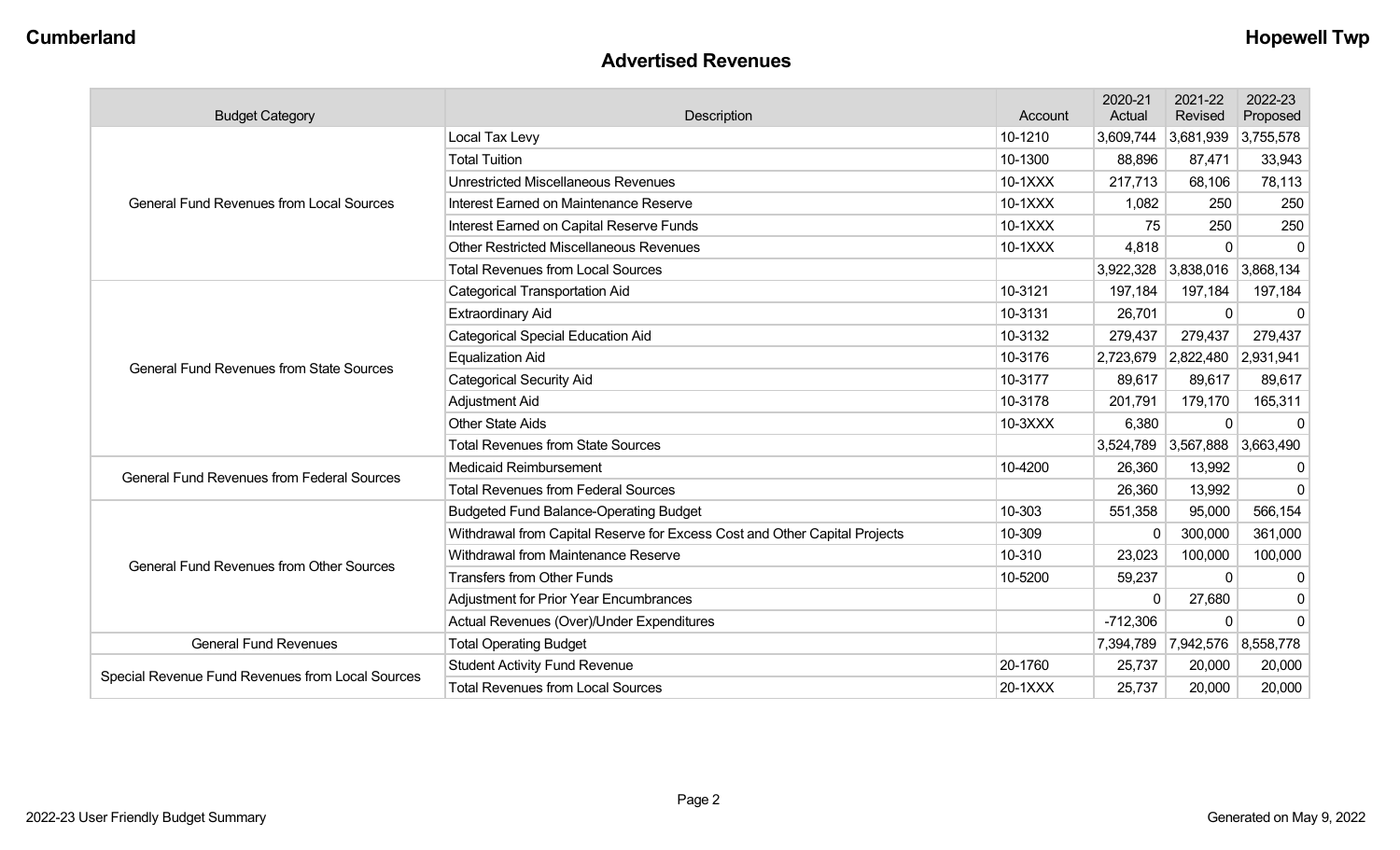## Advertised Revenues

| Budget Category | Description | Account | 2020-21 Actual | 2021-22 Revised | 2022-23 Proposed |
|---|---|---|---|---|---|
| General Fund Revenues from Local Sources | Local Tax Levy | 10-1210 | 3,609,744 | 3,681,939 | 3,755,578 |
| | Total Tuition | 10-1300 | 88,896 | 87,471 | 33,943 |
| | Unrestricted Miscellaneous Revenues | 10-1XXX | 217,713 | 68,106 | 78,113 |
| | Interest Earned on Maintenance Reserve | 10-1XXX | 1,082 | 250 | 250 |
| | Interest Earned on Capital Reserve Funds | 10-1XXX | 75 | 250 | 250 |
| | Other Restricted Miscellaneous Revenues | 10-1XXX | 4,818 | 0 | 0 |
| | Total Revenues from Local Sources | | 3,922,328 | 3,838,016 | 3,868,134 |
| General Fund Revenues from State Sources | Categorical Transportation Aid | 10-3121 | 197,184 | 197,184 | 197,184 |
| | Extraordinary Aid | 10-3131 | 26,701 | 0 | 0 |
| | Categorical Special Education Aid | 10-3132 | 279,437 | 279,437 | 279,437 |
| | Equalization Aid | 10-3176 | 2,723,679 | 2,822,480 | 2,931,941 |
| | Categorical Security Aid | 10-3177 | 89,617 | 89,617 | 89,617 |
| | Adjustment Aid | 10-3178 | 201,791 | 179,170 | 165,311 |
| | Other State Aids | 10-3XXX | 6,380 | 0 | 0 |
| | Total Revenues from State Sources | | 3,524,789 | 3,567,888 | 3,663,490 |
| General Fund Revenues from Federal Sources | Medicaid Reimbursement | 10-4200 | 26,360 | 13,992 | 0 |
| | Total Revenues from Federal Sources | | 26,360 | 13,992 | 0 |
| General Fund Revenues from Other Sources | Budgeted Fund Balance-Operating Budget | 10-303 | 551,358 | 95,000 | 566,154 |
| | Withdrawal from Capital Reserve for Excess Cost and Other Capital Projects | 10-309 | 0 | 300,000 | 361,000 |
| | Withdrawal from Maintenance Reserve | 10-310 | 23,023 | 100,000 | 100,000 |
| | Transfers from Other Funds | 10-5200 | 59,237 | 0 | 0 |
| | Adjustment for Prior Year Encumbrances | | 0 | 27,680 | 0 |
| | Actual Revenues (Over)/Under Expenditures | | -712,306 | 0 | 0 |
| General Fund Revenues | Total Operating Budget | | 7,394,789 | 7,942,576 | 8,558,778 |
| Special Revenue Fund Revenues from Local Sources | Student Activity Fund Revenue | 20-1760 | 25,737 | 20,000 | 20,000 |
| | Total Revenues from Local Sources | 20-1XXX | 25,737 | 20,000 | 20,000 |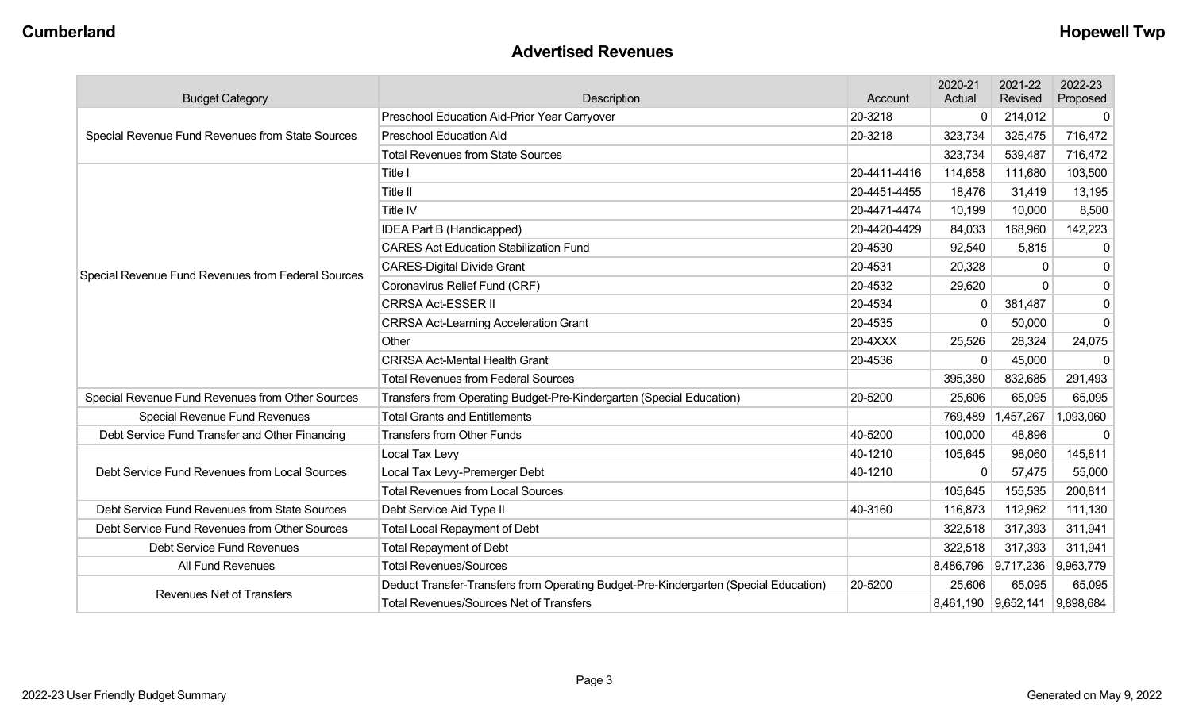## Advertised Revenues

| Budget Category | Description | Account | 2020-21 Actual | 2021-22 Revised | 2022-23 Proposed |
|---|---|---|---|---|---|
| Special Revenue Fund Revenues from State Sources | Preschool Education Aid-Prior Year Carryover | 20-3218 | 0 | 214,012 | 0 |
| | Preschool Education Aid | 20-3218 | 323,734 | 325,475 | 716,472 |
| | Total Revenues from State Sources | | 323,734 | 539,487 | 716,472 |
| Special Revenue Fund Revenues from Federal Sources | Title I | 20-4411-4416 | 114,658 | 111,680 | 103,500 |
| | Title II | 20-4451-4455 | 18,476 | 31,419 | 13,195 |
| | Title IV | 20-4471-4474 | 10,199 | 10,000 | 8,500 |
| | IDEA Part B (Handicapped) | 20-4420-4429 | 84,033 | 168,960 | 142,223 |
| | CARES Act Education Stabilization Fund | 20-4530 | 92,540 | 5,815 | 0 |
| | CARES-Digital Divide Grant | 20-4531 | 20,328 | 0 | 0 |
| | Coronavirus Relief Fund (CRF) | 20-4532 | 29,620 | 0 | 0 |
| | CRRSA Act-ESSER II | 20-4534 | 0 | 381,487 | 0 |
| | CRRSA Act-Learning Acceleration Grant | 20-4535 | 0 | 50,000 | 0 |
| | Other | 20-4XXX | 25,526 | 28,324 | 24,075 |
| | CRRSA Act-Mental Health Grant | 20-4536 | 0 | 45,000 | 0 |
| | Total Revenues from Federal Sources | | 395,380 | 832,685 | 291,493 |
| Special Revenue Fund Revenues from Other Sources | Transfers from Operating Budget-Pre-Kindergarten (Special Education) | 20-5200 | 25,606 | 65,095 | 65,095 |
| Special Revenue Fund Revenues | Total Grants and Entitlements | | 769,489 | 1,457,267 | 1,093,060 |
| Debt Service Fund Transfer and Other Financing | Transfers from Other Funds | 40-5200 | 100,000 | 48,896 | 0 |
| Debt Service Fund Revenues from Local Sources | Local Tax Levy | 40-1210 | 105,645 | 98,060 | 145,811 |
| | Local Tax Levy-Premerger Debt | 40-1210 | 0 | 57,475 | 55,000 |
| | Total Revenues from Local Sources | | 105,645 | 155,535 | 200,811 |
| Debt Service Fund Revenues from State Sources | Debt Service Aid Type II | 40-3160 | 116,873 | 112,962 | 111,130 |
| Debt Service Fund Revenues from Other Sources | Total Local Repayment of Debt | | 322,518 | 317,393 | 311,941 |
| Debt Service Fund Revenues | Total Repayment of Debt | | 322,518 | 317,393 | 311,941 |
| All Fund Revenues | Total Revenues/Sources | | 8,486,796 | 9,717,236 | 9,963,779 |
| Revenues Net of Transfers | Deduct Transfer-Transfers from Operating Budget-Pre-Kindergarten (Special Education) | 20-5200 | 25,606 | 65,095 | 65,095 |
| | Total Revenues/Sources Net of Transfers | | 8,461,190 | 9,652,141 | 9,898,684 |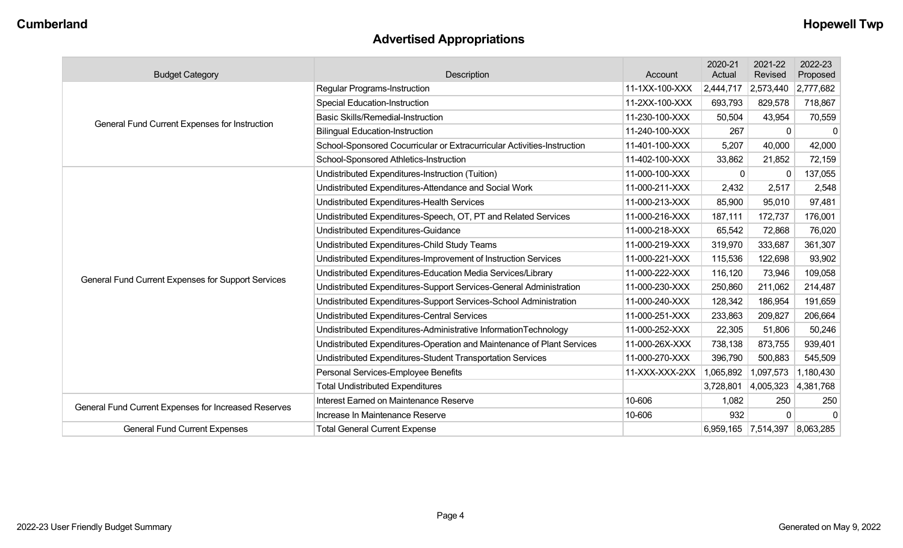## Advertised Appropriations

| Budget Category | Description | Account | 2020-21 Actual | 2021-22 Revised | 2022-23 Proposed |
|---|---|---|---|---|---|
| General Fund Current Expenses for Instruction | Regular Programs-Instruction | 11-1XX-100-XXX | 2,444,717 | 2,573,440 | 2,777,682 |
| | Special Education-Instruction | 11-2XX-100-XXX | 693,793 | 829,578 | 718,867 |
| | Basic Skills/Remedial-Instruction | 11-230-100-XXX | 50,504 | 43,954 | 70,559 |
| | Bilingual Education-Instruction | 11-240-100-XXX | 267 | 0 | 0 |
| | School-Sponsored Cocurricular or Extracurricular Activities-Instruction | 11-401-100-XXX | 5,207 | 40,000 | 42,000 |
| | School-Sponsored Athletics-Instruction | 11-402-100-XXX | 33,862 | 21,852 | 72,159 |
| General Fund Current Expenses for Support Services | Undistributed Expenditures-Instruction (Tuition) | 11-000-100-XXX | 0 | 0 | 137,055 |
| | Undistributed Expenditures-Attendance and Social Work | 11-000-211-XXX | 2,432 | 2,517 | 2,548 |
| | Undistributed Expenditures-Health Services | 11-000-213-XXX | 85,900 | 95,010 | 97,481 |
| | Undistributed Expenditures-Speech, OT, PT and Related Services | 11-000-216-XXX | 187,111 | 172,737 | 176,001 |
| | Undistributed Expenditures-Guidance | 11-000-218-XXX | 65,542 | 72,868 | 76,020 |
| | Undistributed Expenditures-Child Study Teams | 11-000-219-XXX | 319,970 | 333,687 | 361,307 |
| | Undistributed Expenditures-Improvement of Instruction Services | 11-000-221-XXX | 115,536 | 122,698 | 93,902 |
| | Undistributed Expenditures-Education Media Services/Library | 11-000-222-XXX | 116,120 | 73,946 | 109,058 |
| | Undistributed Expenditures-Support Services-General Administration | 11-000-230-XXX | 250,860 | 211,062 | 214,487 |
| | Undistributed Expenditures-Support Services-School Administration | 11-000-240-XXX | 128,342 | 186,954 | 191,659 |
| | Undistributed Expenditures-Central Services | 11-000-251-XXX | 233,863 | 209,827 | 206,664 |
| | Undistributed Expenditures-Administrative InformationTechnology | 11-000-252-XXX | 22,305 | 51,806 | 50,246 |
| | Undistributed Expenditures-Operation and Maintenance of Plant Services | 11-000-26X-XXX | 738,138 | 873,755 | 939,401 |
| | Undistributed Expenditures-Student Transportation Services | 11-000-270-XXX | 396,790 | 500,883 | 545,509 |
| | Personal Services-Employee Benefits | 11-XXX-XXX-2XX | 1,065,892 | 1,097,573 | 1,180,430 |
| | Total Undistributed Expenditures | | 3,728,801 | 4,005,323 | 4,381,768 |
| General Fund Current Expenses for Increased Reserves | Interest Earned on Maintenance Reserve | 10-606 | 1,082 | 250 | 250 |
| | Increase In Maintenance Reserve | 10-606 | 932 | 0 | 0 |
| General Fund Current Expenses | Total General Current Expense | | 6,959,165 | 7,514,397 | 8,063,285 |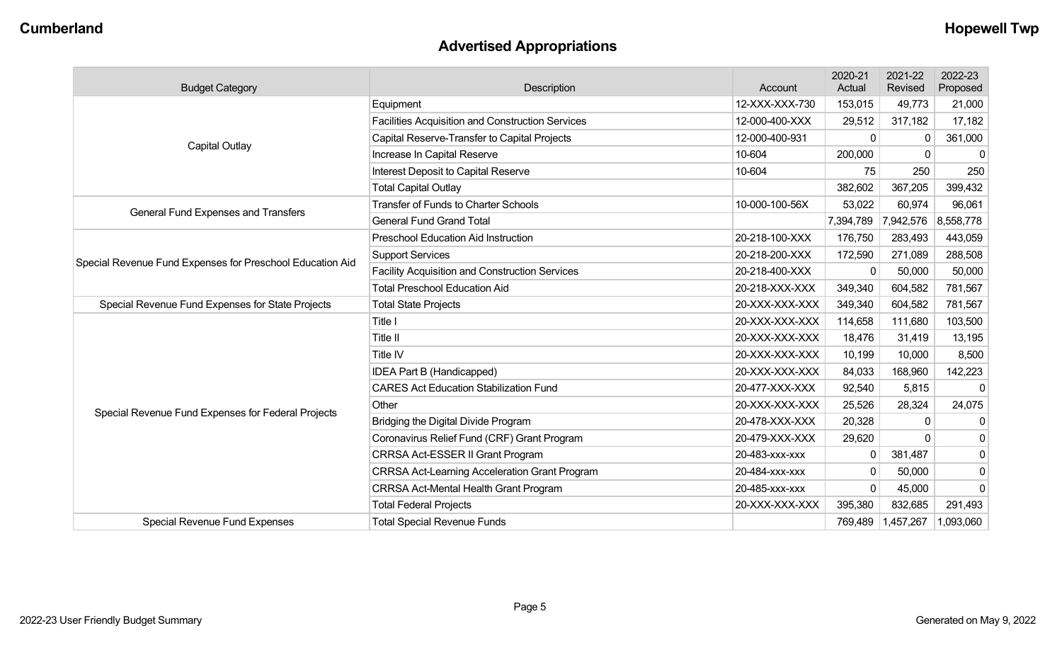## Advertised Appropriations

| Budget Category | Description | Account | 2020-21 Actual | 2021-22 Revised | 2022-23 Proposed |
|---|---|---|---|---|---|
| Capital Outlay | Equipment | 12-XXX-XXX-730 | 153,015 | 49,773 | 21,000 |
| | Facilities Acquisition and Construction Services | 12-000-400-XXX | 29,512 | 317,182 | 17,182 |
| | Capital Reserve-Transfer to Capital Projects | 12-000-400-931 | 0 | 0 | 361,000 |
| | Increase In Capital Reserve | 10-604 | 200,000 | 0 | 0 |
| | Interest Deposit to Capital Reserve | 10-604 | 75 | 250 | 250 |
| | Total Capital Outlay | | 382,602 | 367,205 | 399,432 |
| General Fund Expenses and Transfers | Transfer of Funds to Charter Schools | 10-000-100-56X | 53,022 | 60,974 | 96,061 |
| | General Fund Grand Total | | 7,394,789 | 7,942,576 | 8,558,778 |
| Special Revenue Fund Expenses for Preschool Education Aid | Preschool Education Aid Instruction | 20-218-100-XXX | 176,750 | 283,493 | 443,059 |
| | Support Services | 20-218-200-XXX | 172,590 | 271,089 | 288,508 |
| | Facility Acquisition and Construction Services | 20-218-400-XXX | 0 | 50,000 | 50,000 |
| | Total Preschool Education Aid | 20-218-XXX-XXX | 349,340 | 604,582 | 781,567 |
| Special Revenue Fund Expenses for State Projects | Total State Projects | 20-XXX-XXX-XXX | 349,340 | 604,582 | 781,567 |
| Special Revenue Fund Expenses for Federal Projects | Title I | 20-XXX-XXX-XXX | 114,658 | 111,680 | 103,500 |
| | Title II | 20-XXX-XXX-XXX | 18,476 | 31,419 | 13,195 |
| | Title IV | 20-XXX-XXX-XXX | 10,199 | 10,000 | 8,500 |
| | IDEA Part B (Handicapped) | 20-XXX-XXX-XXX | 84,033 | 168,960 | 142,223 |
| | CARES Act Education Stabilization Fund | 20-477-XXX-XXX | 92,540 | 5,815 | 0 |
| | Other | 20-XXX-XXX-XXX | 25,526 | 28,324 | 24,075 |
| | Bridging the Digital Divide Program | 20-478-XXX-XXX | 20,328 | 0 | 0 |
| | Coronavirus Relief Fund (CRF) Grant Program | 20-479-XXX-XXX | 29,620 | 0 | 0 |
| | CRRSA Act-ESSER II Grant Program | 20-483-xxx-xxx | 0 | 381,487 | 0 |
| | CRRSA Act-Learning Acceleration Grant Program | 20-484-xxx-xxx | 0 | 50,000 | 0 |
| | CRRSA Act-Mental Health Grant Program | 20-485-xxx-xxx | 0 | 45,000 | 0 |
| | Total Federal Projects | 20-XXX-XXX-XXX | 395,380 | 832,685 | 291,493 |
| Special Revenue Fund Expenses | Total Special Revenue Funds | | 769,489 | 1,457,267 | 1,093,060 |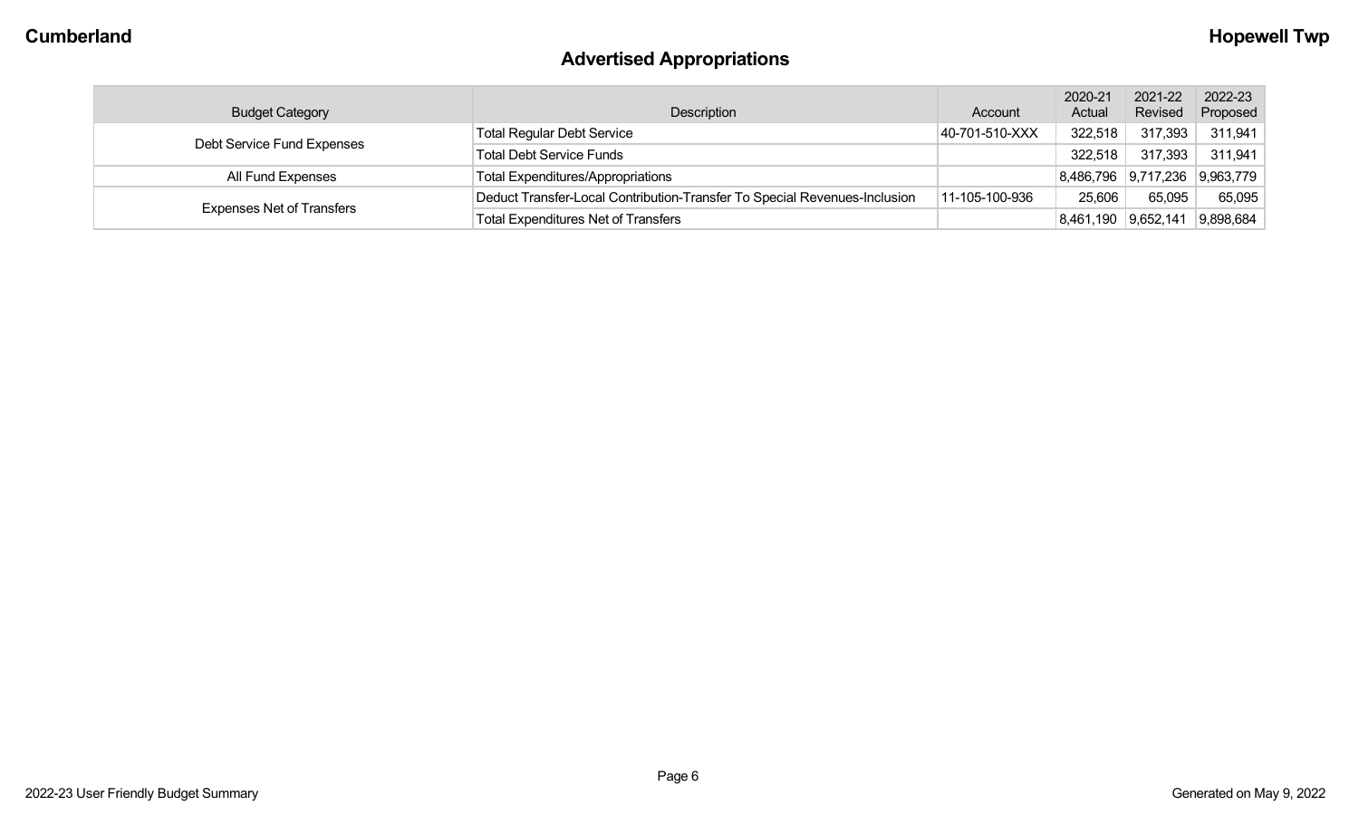# Advertised Appropriations

| Budget Category | Description | Account | 2020-21 Actual | 2021-22 Revised | 2022-23 Proposed |
|---|---|---|---|---|---|
| Debt Service Fund Expenses | Total Regular Debt Service | 40-701-510-XXX | 322,518 | 317,393 | 311,941 |
| | Total Debt Service Funds | | 322,518 | 317,393 | 311,941 |
| All Fund Expenses | Total Expenditures/Appropriations | | 8,486,796 | 9,717,236 | 9,963,779 |
| Expenses Net of Transfers | Deduct Transfer-Local Contribution-Transfer To Special Revenues-Inclusion | 11-105-100-936 | 25,606 | 65,095 | 65,095 |
| | Total Expenditures Net of Transfers | | 8,461,190 | 9,652,141 | 9,898,684 |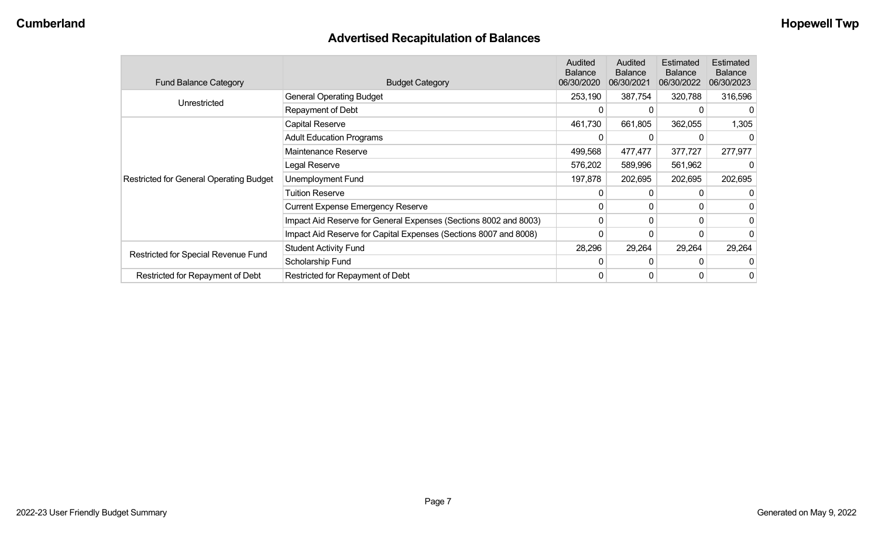## Advertised Recapitulation of Balances

| Fund Balance Category | Budget Category | Audited Balance 06/30/2020 | Audited Balance 06/30/2021 | Estimated Balance 06/30/2022 | Estimated Balance 06/30/2023 |
|---|---|---|---|---|---|
| Unrestricted | General Operating Budget | 253,190 | 387,754 | 320,788 | 316,596 |
| | Repayment of Debt | 0 | 0 | 0 | 0 |
| Restricted for General Operating Budget | Capital Reserve | 461,730 | 661,805 | 362,055 | 1,305 |
| | Adult Education Programs | 0 | 0 | 0 | 0 |
| | Maintenance Reserve | 499,568 | 477,477 | 377,727 | 277,977 |
| | Legal Reserve | 576,202 | 589,996 | 561,962 | 0 |
| | Unemployment Fund | 197,878 | 202,695 | 202,695 | 202,695 |
| | Tuition Reserve | 0 | 0 | 0 | 0 |
| | Current Expense Emergency Reserve | 0 | 0 | 0 | 0 |
| | Impact Aid Reserve for General Expenses (Sections 8002 and 8003) | 0 | 0 | 0 | 0 |
| | Impact Aid Reserve for Capital Expenses (Sections 8007 and 8008) | 0 | 0 | 0 | 0 |
| Restricted for Special Revenue Fund | Student Activity Fund | 28,296 | 29,264 | 29,264 | 29,264 |
| | Scholarship Fund | 0 | 0 | 0 | 0 |
| Restricted for Repayment of Debt | Restricted for Repayment of Debt | 0 | 0 | 0 | 0 |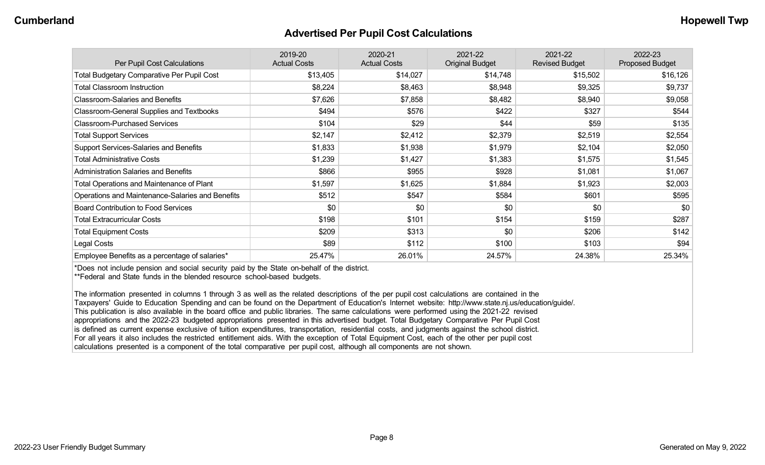# Advertised Per Pupil Cost Calculations

| Per Pupil Cost Calculations | 2019-20 Actual Costs | 2020-21 Actual Costs | 2021-22 Original Budget | 2021-22 Revised Budget | 2022-23 Proposed Budget |
|---|---|---|---|---|---|
| Total Budgetary Comparative Per Pupil Cost | $13,405 | $14,027 | $14,748 | $15,502 | $16,126 |
| Total Classroom Instruction | $8,224 | $8,463 | $8,948 | $9,325 | $9,737 |
| Classroom-Salaries and Benefits | $7,626 | $7,858 | $8,482 | $8,940 | $9,058 |
| Classroom-General Supplies and Textbooks | $494 | $576 | $422 | $327 | $544 |
| Classroom-Purchased Services | $104 | $29 | $44 | $59 | $135 |
| Total Support Services | $2,147 | $2,412 | $2,379 | $2,519 | $2,554 |
| Support Services-Salaries and Benefits | $1,833 | $1,938 | $1,979 | $2,104 | $2,050 |
| Total Administrative Costs | $1,239 | $1,427 | $1,383 | $1,575 | $1,545 |
| Administration Salaries and Benefits | $866 | $955 | $928 | $1,081 | $1,067 |
| Total Operations and Maintenance of Plant | $1,597 | $1,625 | $1,884 | $1,923 | $2,003 |
| Operations and Maintenance-Salaries and Benefits | $512 | $547 | $584 | $601 | $595 |
| Board Contribution to Food Services | $0 | $0 | $0 | $0 | $0 |
| Total Extracurricular Costs | $198 | $101 | $154 | $159 | $287 |
| Total Equipment Costs | $209 | $313 | $0 | $206 | $142 |
| Legal Costs | $89 | $112 | $100 | $103 | $94 |
| Employee Benefits as a percentage of salaries* | 25.47% | 26.01% | 24.57% | 24.38% | 25.34% |

*Does not include pension and social security paid by the State on-behalf of the district.
**Federal and State funds in the blended resource school-based budgets.

The information presented in columns 1 through 3 as well as the related descriptions of the per pupil cost calculations are contained in the Taxpayers' Guide to Education Spending and can be found on the Department of Education's Internet website: http://www.state.nj.us/education/guide/. This publication is also available in the board office and public libraries. The same calculations were performed using the 2021-22 revised appropriations and the 2022-23 budgeted appropriations presented in this advertised budget. Total Budgetary Comparative Per Pupil Cost is defined as current expense exclusive of tuition expenditures, transportation, residential costs, and judgments against the school district. For all years it also includes the restricted entitlement aids. With the exception of Total Equipment Cost, each of the other per pupil cost calculations presented is a component of the total comparative per pupil cost, although all components are not shown.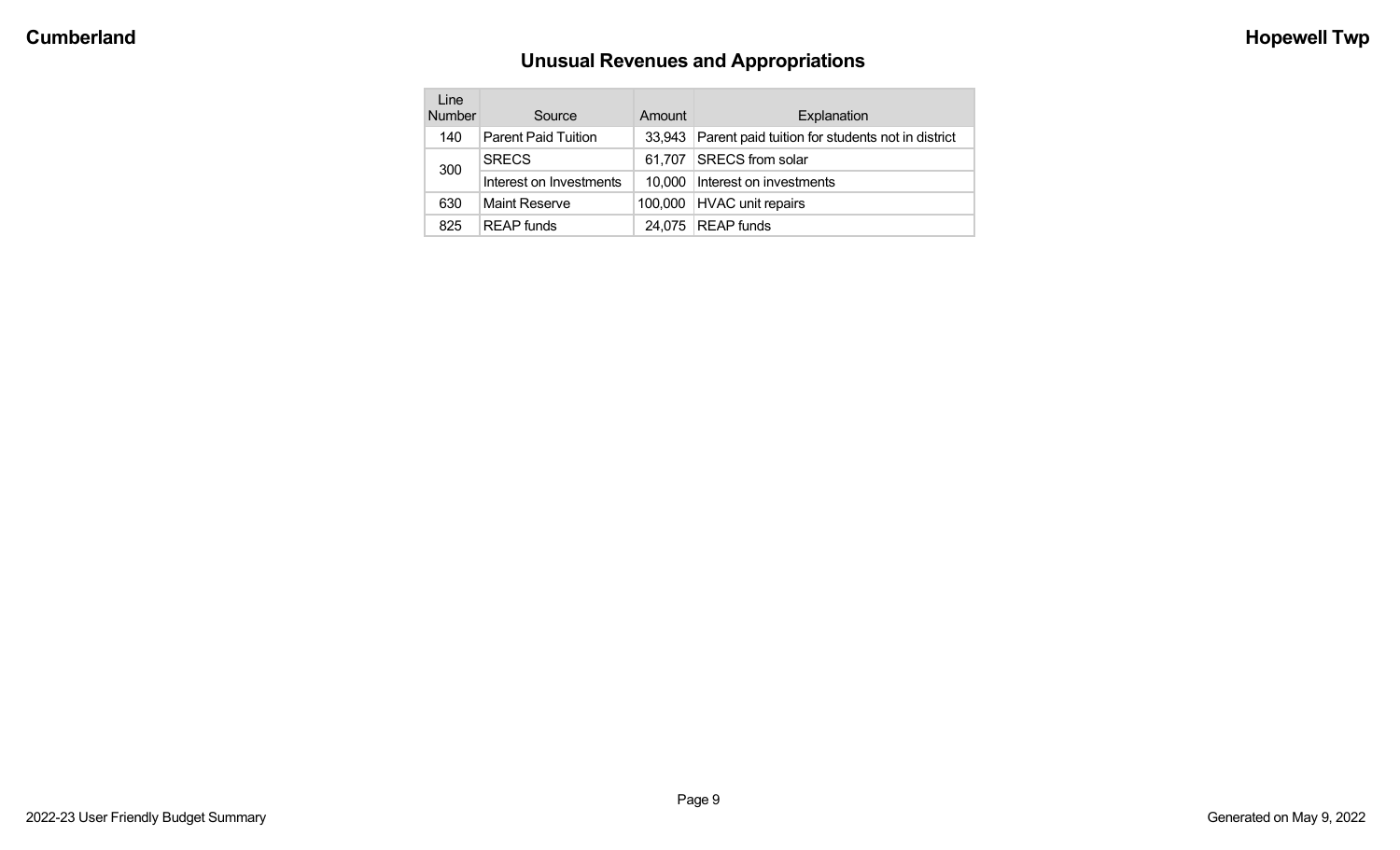Cumberland

Hopewell Twp

## Unusual Revenues and Appropriations

| Line Number | Source | Amount | Explanation |
|---|---|---|---|
| 140 | Parent Paid Tuition | 33,943 | Parent paid tuition for students not in district |
| 300 | SRECS | 61,707 | SRECS from solar |
| | Interest on Investments | 10,000 | Interest on investments |
| 630 | Maint Reserve | 100,000 | HVAC unit repairs |
| 825 | REAP funds | 24,075 | REAP funds |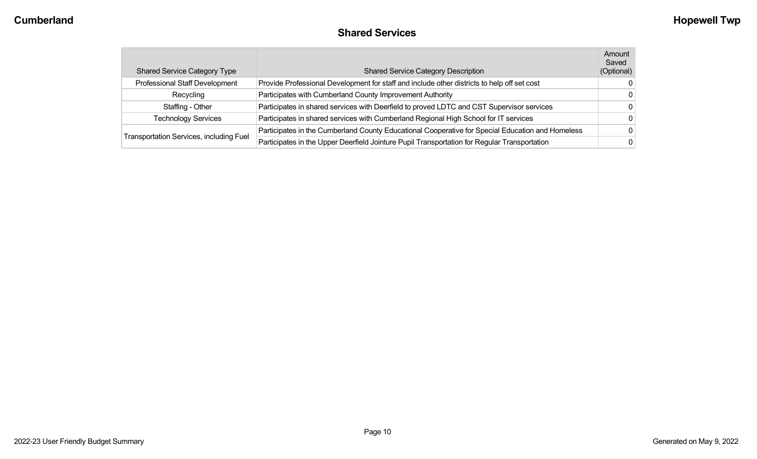## Shared Services

| Shared Service Category Type | Shared Service Category Description | Amount Saved (Optional) |
|---|---|---|
| Professional Staff Development | Provide Professional Development for staff and include other districts to help off set cost | 0 |
| Recycling | Participates with Cumberland County Improvement Authority | 0 |
| Staffing - Other | Participates in shared services with Deerfield to proved LDTC and CST Supervisor services | 0 |
| Technology Services | Participates in shared services with Cumberland Regional High School for IT services | 0 |
| Transportation Services, including Fuel | Participates in the Cumberland County Educational Cooperative for Special Education and Homeless | 0 |
| | Participates in the Upper Deerfield Jointure Pupil Transportation for Regular Transportation | 0 |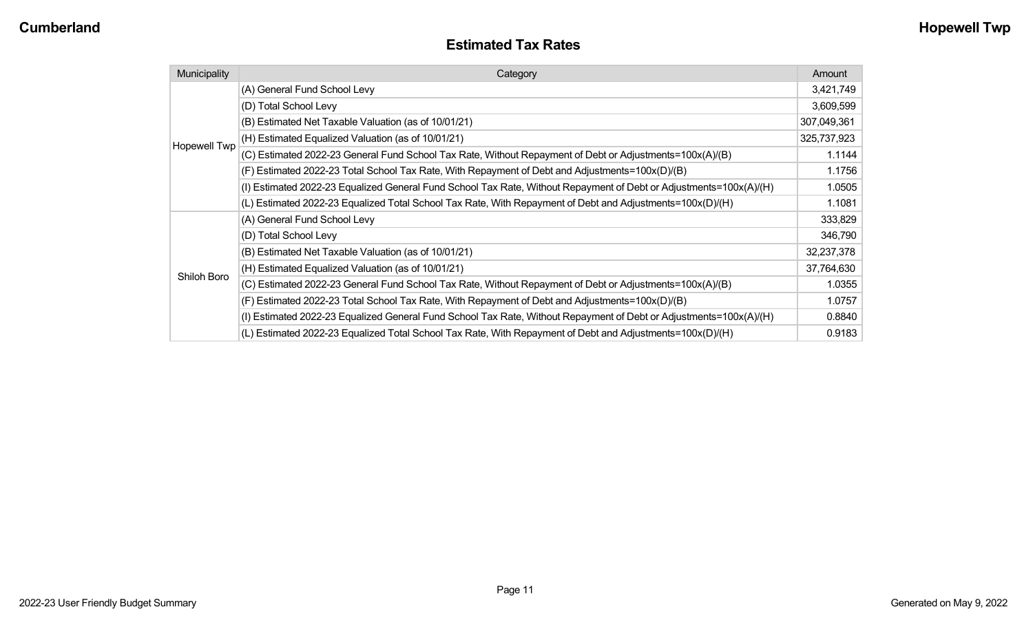## Estimated Tax Rates

| Municipality | Category | Amount |
|---|---|---|
| Hopewell Twp | (A) General Fund School Levy | 3,421,749 |
| | (D) Total School Levy | 3,609,599 |
| | (B) Estimated Net Taxable Valuation (as of 10/01/21) | 307,049,361 |
| | (H) Estimated Equalized Valuation (as of 10/01/21) | 325,737,923 |
| | (C) Estimated 2022-23 General Fund School Tax Rate, Without Repayment of Debt or Adjustments=100x(A)/(B) | 1.1144 |
| | (F) Estimated 2022-23 Total School Tax Rate, With Repayment of Debt and Adjustments=100x(D)/(B) | 1.1756 |
| | (I) Estimated 2022-23 Equalized General Fund School Tax Rate, Without Repayment of Debt or Adjustments=100x(A)/(H) | 1.0505 |
| | (L) Estimated 2022-23 Equalized Total School Tax Rate, With Repayment of Debt and Adjustments=100x(D)/(H) | 1.1081 |
| Shiloh Boro | (A) General Fund School Levy | 333,829 |
| | (D) Total School Levy | 346,790 |
| | (B) Estimated Net Taxable Valuation (as of 10/01/21) | 32,237,378 |
| | (H) Estimated Equalized Valuation (as of 10/01/21) | 37,764,630 |
| | (C) Estimated 2022-23 General Fund School Tax Rate, Without Repayment of Debt or Adjustments=100x(A)/(B) | 1.0355 |
| | (F) Estimated 2022-23 Total School Tax Rate, With Repayment of Debt and Adjustments=100x(D)/(B) | 1.0757 |
| | (I) Estimated 2022-23 Equalized General Fund School Tax Rate, Without Repayment of Debt or Adjustments=100x(A)/(H) | 0.8840 |
| | (L) Estimated 2022-23 Equalized Total School Tax Rate, With Repayment of Debt and Adjustments=100x(D)/(H) | 0.9183 |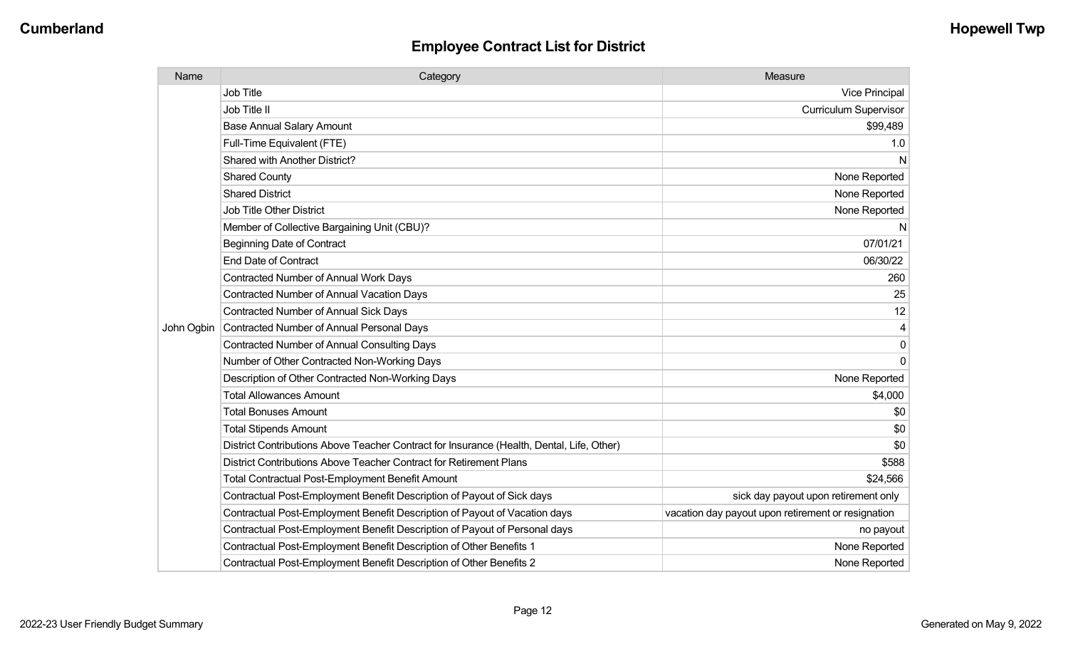## Employee Contract List for District

| Name | Category | Measure |
|---|---|---|
| John Ogbin | Job Title | Vice Principal |
| | Job Title II | Curriculum Supervisor |
| | Base Annual Salary Amount | $99,489 |
| | Full-Time Equivalent (FTE) | 1.0 |
| | Shared with Another District? | N |
| | Shared County | None Reported |
| | Shared District | None Reported |
| | Job Title Other District | None Reported |
| | Member of Collective Bargaining Unit (CBU)? | N |
| | Beginning Date of Contract | 07/01/21 |
| | End Date of Contract | 06/30/22 |
| | Contracted Number of Annual Work Days | 260 |
| | Contracted Number of Annual Vacation Days | 25 |
| | Contracted Number of Annual Sick Days | 12 |
| | Contracted Number of Annual Personal Days | 4 |
| | Contracted Number of Annual Consulting Days | 0 |
| | Number of Other Contracted Non-Working Days | 0 |
| | Description of Other Contracted Non-Working Days | None Reported |
| | Total Allowances Amount | $4,000 |
| | Total Bonuses Amount | $0 |
| | Total Stipends Amount | $0 |
| | District Contributions Above Teacher Contract for Insurance (Health, Dental, Life, Other) | $0 |
| | District Contributions Above Teacher Contract for Retirement Plans | $588 |
| | Total Contractual Post-Employment Benefit Amount | $24,566 |
| | Contractual Post-Employment Benefit Description of Payout of Sick days | sick day payout upon retirement only |
| | Contractual Post-Employment Benefit Description of Payout of Vacation days | vacation day payout upon retirement or resignation |
| | Contractual Post-Employment Benefit Description of Payout of Personal days | no payout |
| | Contractual Post-Employment Benefit Description of Other Benefits 1 | None Reported |
| | Contractual Post-Employment Benefit Description of Other Benefits 2 | None Reported |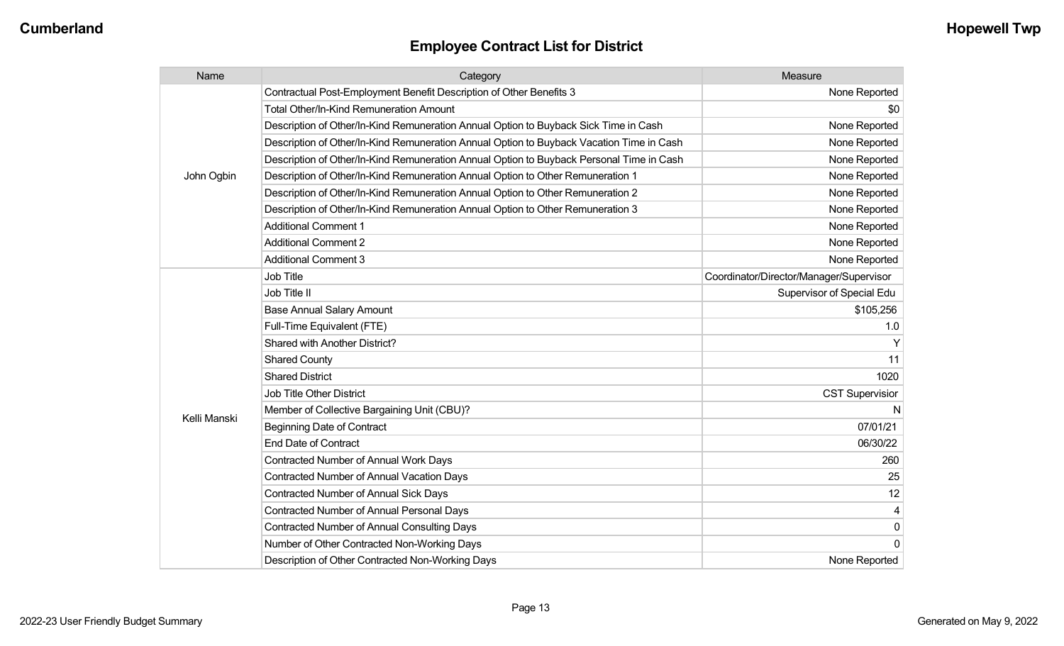## Employee Contract List for District

| Name | Category | Measure |
|---|---|---|
| John Ogbin | Contractual Post-Employment Benefit Description of Other Benefits 3 | None Reported |
| | Total Other/In-Kind Remuneration Amount | $0 |
| | Description of Other/In-Kind Remuneration Annual Option to Buyback Sick Time in Cash | None Reported |
| | Description of Other/In-Kind Remuneration Annual Option to Buyback Vacation Time in Cash | None Reported |
| | Description of Other/In-Kind Remuneration Annual Option to Buyback Personal Time in Cash | None Reported |
| | Description of Other/In-Kind Remuneration Annual Option to Other Remuneration 1 | None Reported |
| | Description of Other/In-Kind Remuneration Annual Option to Other Remuneration 2 | None Reported |
| | Description of Other/In-Kind Remuneration Annual Option to Other Remuneration 3 | None Reported |
| | Additional Comment 1 | None Reported |
| | Additional Comment 2 | None Reported |
| | Additional Comment 3 | None Reported |
| Kelli Manski | Job Title | Coordinator/Director/Manager/Supervisor |
| | Job Title II | Supervisor of Special Edu |
| | Base Annual Salary Amount | $105,256 |
| | Full-Time Equivalent (FTE) | 1.0 |
| | Shared with Another District? | Y |
| | Shared County | 11 |
| | Shared District | 1020 |
| | Job Title Other District | CST Supervisior |
| | Member of Collective Bargaining Unit (CBU)? | N |
| | Beginning Date of Contract | 07/01/21 |
| | End Date of Contract | 06/30/22 |
| | Contracted Number of Annual Work Days | 260 |
| | Contracted Number of Annual Vacation Days | 25 |
| | Contracted Number of Annual Sick Days | 12 |
| | Contracted Number of Annual Personal Days | 4 |
| | Contracted Number of Annual Consulting Days | 0 |
| | Number of Other Contracted Non-Working Days | 0 |
| | Description of Other Contracted Non-Working Days | None Reported |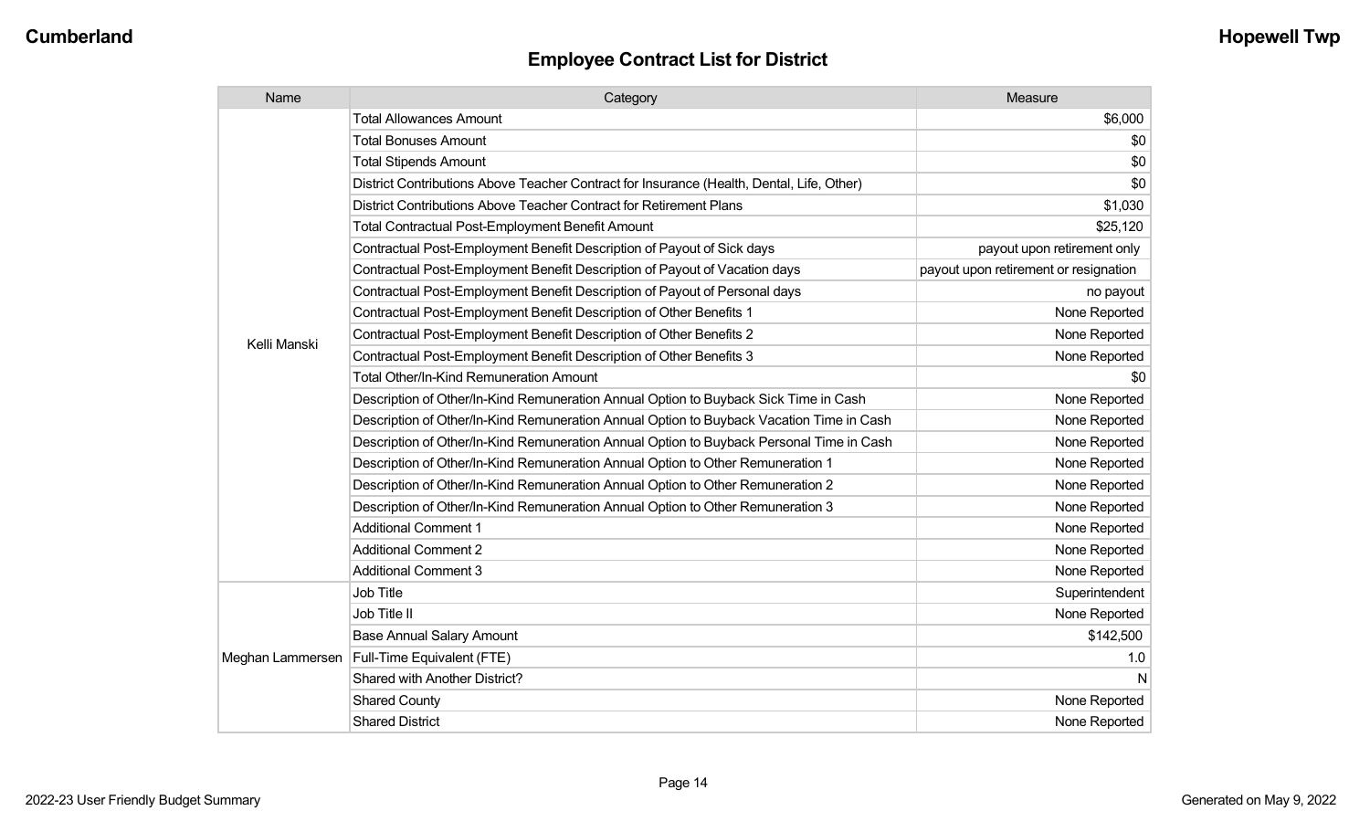## Employee Contract List for District

| Name | Category | Measure |
|---|---|---|
| Kelli Manski | Total Allowances Amount | $6,000 |
| | Total Bonuses Amount | $0 |
| | Total Stipends Amount | $0 |
| | District Contributions Above Teacher Contract for Insurance (Health, Dental, Life, Other) | $0 |
| | District Contributions Above Teacher Contract for Retirement Plans | $1,030 |
| | Total Contractual Post-Employment Benefit Amount | $25,120 |
| | Contractual Post-Employment Benefit Description of Payout of Sick days | payout upon retirement only |
| | Contractual Post-Employment Benefit Description of Payout of Vacation days | payout upon retirement or resignation |
| | Contractual Post-Employment Benefit Description of Payout of Personal days | no payout |
| | Contractual Post-Employment Benefit Description of Other Benefits 1 | None Reported |
| | Contractual Post-Employment Benefit Description of Other Benefits 2 | None Reported |
| | Contractual Post-Employment Benefit Description of Other Benefits 3 | None Reported |
| | Total Other/In-Kind Remuneration Amount | $0 |
| | Description of Other/In-Kind Remuneration Annual Option to Buyback Sick Time in Cash | None Reported |
| | Description of Other/In-Kind Remuneration Annual Option to Buyback Vacation Time in Cash | None Reported |
| | Description of Other/In-Kind Remuneration Annual Option to Buyback Personal Time in Cash | None Reported |
| | Description of Other/In-Kind Remuneration Annual Option to Other Remuneration 1 | None Reported |
| | Description of Other/In-Kind Remuneration Annual Option to Other Remuneration 2 | None Reported |
| | Description of Other/In-Kind Remuneration Annual Option to Other Remuneration 3 | None Reported |
| | Additional Comment 1 | None Reported |
| | Additional Comment 2 | None Reported |
| | Additional Comment 3 | None Reported |
| Meghan Lammersen | Job Title | Superintendent |
| | Job Title II | None Reported |
| | Base Annual Salary Amount | $142,500 |
| | Full-Time Equivalent (FTE) | 1.0 |
| | Shared with Another District? | N |
| | Shared County | None Reported |
| | Shared District | None Reported |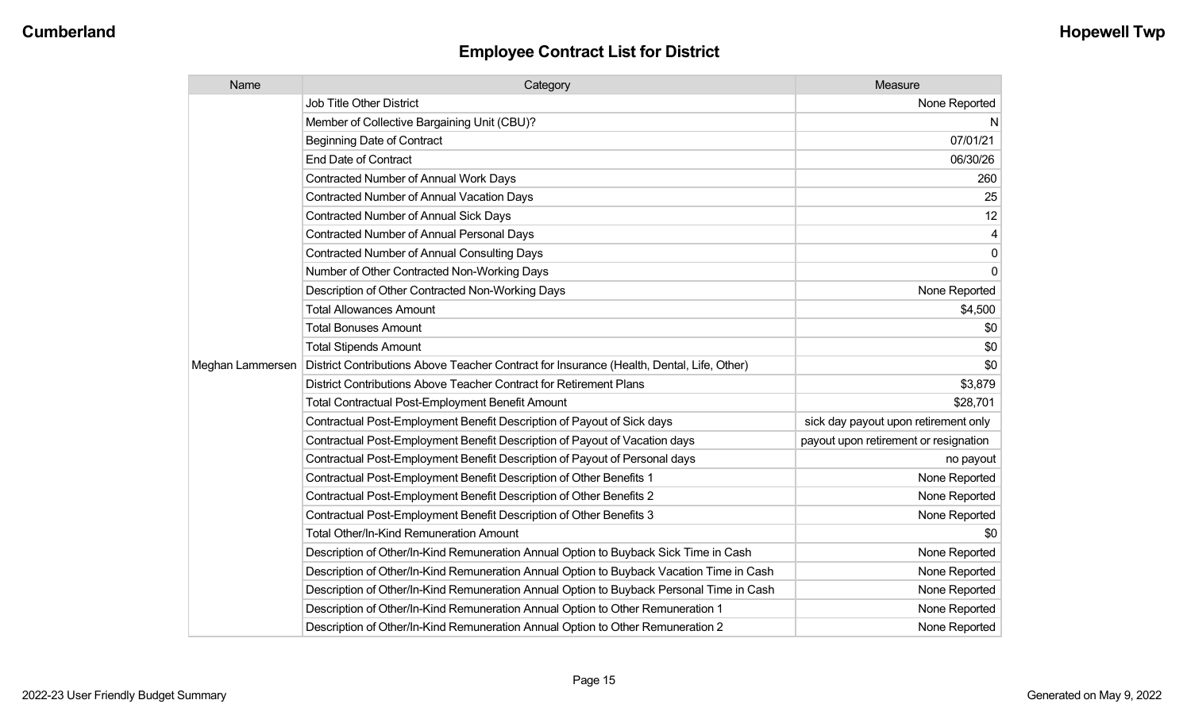## Employee Contract List for District

| Name | Category | Measure |
|---|---|---|
| Meghan Lammersen | Job Title Other District | None Reported |
| | Member of Collective Bargaining Unit (CBU)? | N |
| | Beginning Date of Contract | 07/01/21 |
| | End Date of Contract | 06/30/26 |
| | Contracted Number of Annual Work Days | 260 |
| | Contracted Number of Annual Vacation Days | 25 |
| | Contracted Number of Annual Sick Days | 12 |
| | Contracted Number of Annual Personal Days | 4 |
| | Contracted Number of Annual Consulting Days | 0 |
| | Number of Other Contracted Non-Working Days | 0 |
| | Description of Other Contracted Non-Working Days | None Reported |
| | Total Allowances Amount | $4,500 |
| | Total Bonuses Amount | $0 |
| | Total Stipends Amount | $0 |
| | District Contributions Above Teacher Contract for Insurance (Health, Dental, Life, Other) | $0 |
| | District Contributions Above Teacher Contract for Retirement Plans | $3,879 |
| | Total Contractual Post-Employment Benefit Amount | $28,701 |
| | Contractual Post-Employment Benefit Description of Payout of Sick days | sick day payout upon retirement only |
| | Contractual Post-Employment Benefit Description of Payout of Vacation days | payout upon retirement or resignation |
| | Contractual Post-Employment Benefit Description of Payout of Personal days | no payout |
| | Contractual Post-Employment Benefit Description of Other Benefits 1 | None Reported |
| | Contractual Post-Employment Benefit Description of Other Benefits 2 | None Reported |
| | Contractual Post-Employment Benefit Description of Other Benefits 3 | None Reported |
| | Total Other/In-Kind Remuneration Amount | $0 |
| | Description of Other/In-Kind Remuneration Annual Option to Buyback Sick Time in Cash | None Reported |
| | Description of Other/In-Kind Remuneration Annual Option to Buyback Vacation Time in Cash | None Reported |
| | Description of Other/In-Kind Remuneration Annual Option to Buyback Personal Time in Cash | None Reported |
| | Description of Other/In-Kind Remuneration Annual Option to Other Remuneration 1 | None Reported |
| | Description of Other/In-Kind Remuneration Annual Option to Other Remuneration 2 | None Reported |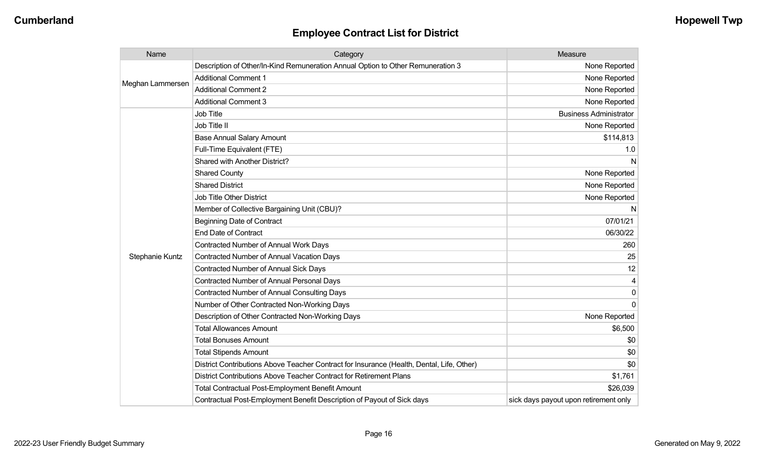## Employee Contract List for District

| Name | Category | Measure |
|---|---|---|
| Meghan Lammersen | Description of Other/In-Kind Remuneration Annual Option to Other Remuneration 3 | None Reported |
| | Additional Comment 1 | None Reported |
| | Additional Comment 2 | None Reported |
| | Additional Comment 3 | None Reported |
| Stephanie Kuntz | Job Title | Business Administrator |
| | Job Title II | None Reported |
| | Base Annual Salary Amount | $114,813 |
| | Full-Time Equivalent (FTE) | 1.0 |
| | Shared with Another District? | N |
| | Shared County | None Reported |
| | Shared District | None Reported |
| | Job Title Other District | None Reported |
| | Member of Collective Bargaining Unit (CBU)? | N |
| | Beginning Date of Contract | 07/01/21 |
| | End Date of Contract | 06/30/22 |
| | Contracted Number of Annual Work Days | 260 |
| | Contracted Number of Annual Vacation Days | 25 |
| | Contracted Number of Annual Sick Days | 12 |
| | Contracted Number of Annual Personal Days | 4 |
| | Contracted Number of Annual Consulting Days | 0 |
| | Number of Other Contracted Non-Working Days | 0 |
| | Description of Other Contracted Non-Working Days | None Reported |
| | Total Allowances Amount | $6,500 |
| | Total Bonuses Amount | $0 |
| | Total Stipends Amount | $0 |
| | District Contributions Above Teacher Contract for Insurance (Health, Dental, Life, Other) | $0 |
| | District Contributions Above Teacher Contract for Retirement Plans | $1,761 |
| | Total Contractual Post-Employment Benefit Amount | $26,039 |
| | Contractual Post-Employment Benefit Description of Payout of Sick days | sick days payout upon retirement only |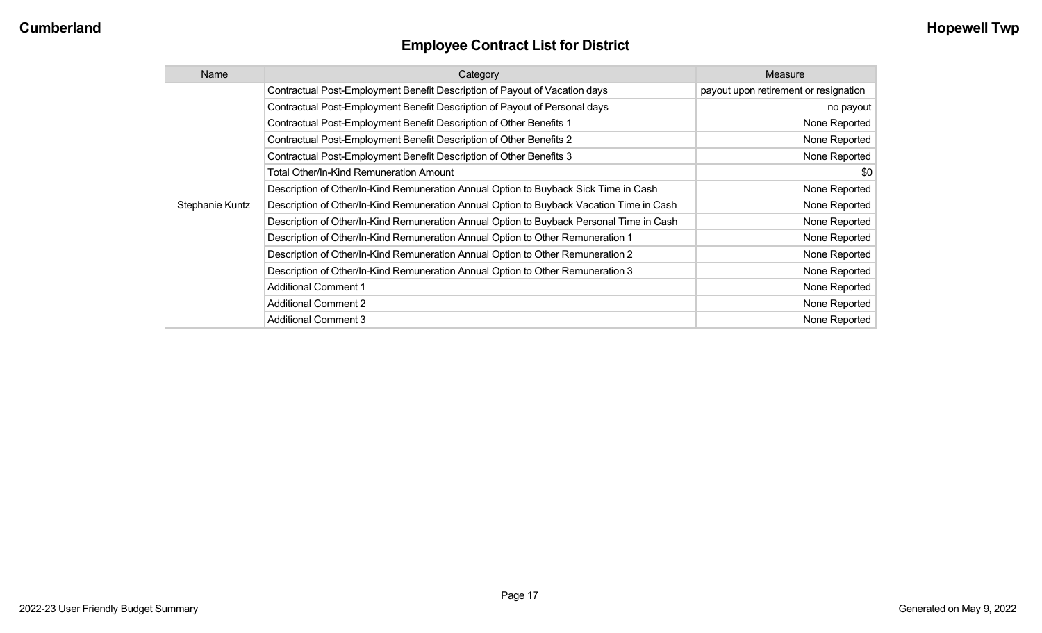## Employee Contract List for District

| Name | Category | Measure |
| --- | --- | --- |
| Stephanie Kuntz | Contractual Post-Employment Benefit Description of Payout of Vacation days | payout upon retirement or resignation |
| | Contractual Post-Employment Benefit Description of Payout of Personal days | no payout |
| | Contractual Post-Employment Benefit Description of Other Benefits 1 | None Reported |
| | Contractual Post-Employment Benefit Description of Other Benefits 2 | None Reported |
| | Contractual Post-Employment Benefit Description of Other Benefits 3 | None Reported |
| | Total Other/In-Kind Remuneration Amount | $0 |
| | Description of Other/In-Kind Remuneration Annual Option to Buyback Sick Time in Cash | None Reported |
| | Description of Other/In-Kind Remuneration Annual Option to Buyback Vacation Time in Cash | None Reported |
| | Description of Other/In-Kind Remuneration Annual Option to Buyback Personal Time in Cash | None Reported |
| | Description of Other/In-Kind Remuneration Annual Option to Other Remuneration 1 | None Reported |
| | Description of Other/In-Kind Remuneration Annual Option to Other Remuneration 2 | None Reported |
| | Description of Other/In-Kind Remuneration Annual Option to Other Remuneration 3 | None Reported |
| | Additional Comment 1 | None Reported |
| | Additional Comment 2 | None Reported |
| | Additional Comment 3 | None Reported |